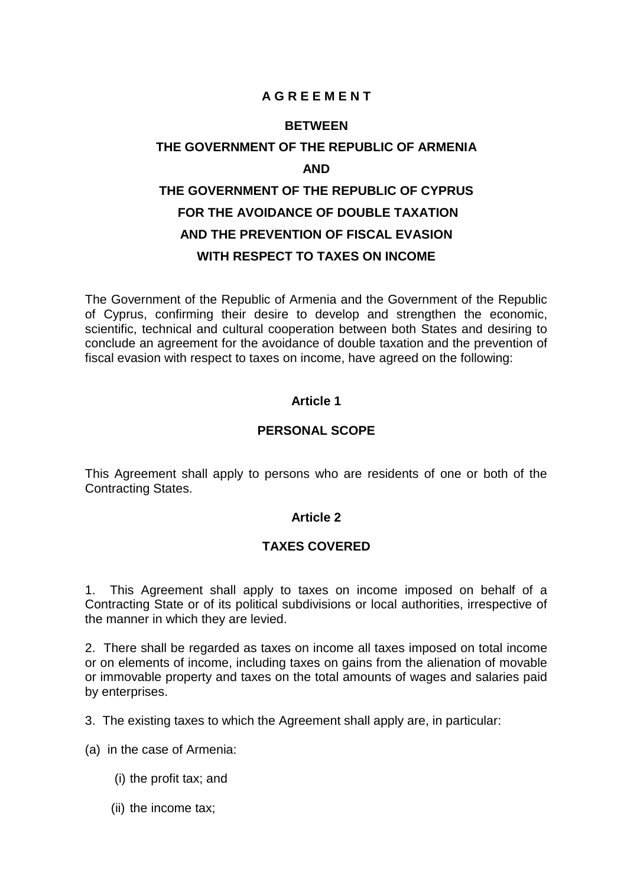# A G R E E M E N T

## BETWEEN

## THE GOVERNMENT OF THE REPUBLIC OF ARMENIA

## AND

## THE GOVERNMENT OF THE REPUBLIC OF CYPRUS

## FOR THE AVOIDANCE OF DOUBLE TAXATION

## AND THE PREVENTION OF FISCAL EVASION

## WITH RESPECT TO TAXES ON INCOME

The Government of the Republic of Armenia and the Government of the Republic of Cyprus, confirming their desire to develop and strengthen the economic, scientific, technical and cultural cooperation between both States and desiring to conclude an agreement for the avoidance of double taxation and the prevention of fiscal evasion with respect to taxes on income, have agreed on the following:

### Article 1

### PERSONAL SCOPE

This Agreement shall apply to persons who are residents of one or both of the Contracting States.

### Article 2

### TAXES COVERED

1. This Agreement shall apply to taxes on income imposed on behalf of a Contracting State or of its political subdivisions or local authorities, irrespective of the manner in which they are levied.

2. There shall be regarded as taxes on income all taxes imposed on total income or on elements of income, including taxes on gains from the alienation of movable or immovable property and taxes on the total amounts of wages and salaries paid by enterprises.

3. The existing taxes to which the Agreement shall apply are, in particular:

(a) in the case of Armenia:

  (i) the profit tax; and

  (ii) the income tax;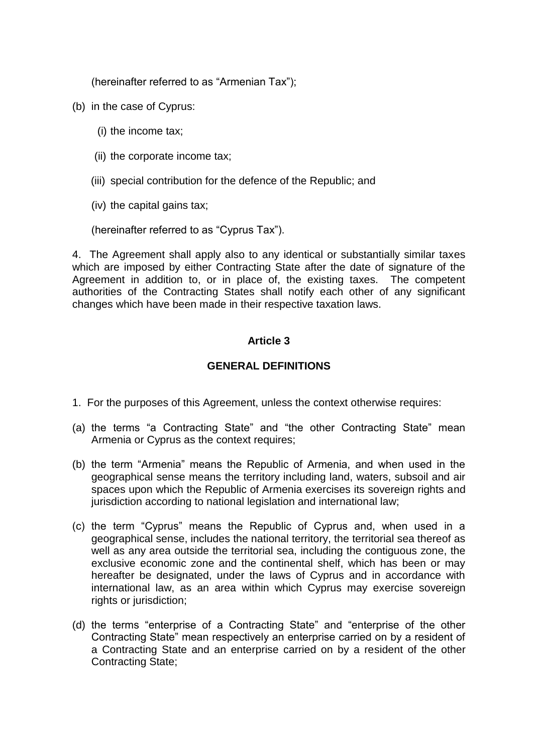(hereinafter referred to as "Armenian Tax");

(b) in the case of Cyprus:

(i) the income tax;

(ii) the corporate income tax;

(iii) special contribution for the defence of the Republic; and

(iv) the capital gains tax;

(hereinafter referred to as "Cyprus Tax").

4. The Agreement shall apply also to any identical or substantially similar taxes which are imposed by either Contracting State after the date of signature of the Agreement in addition to, or in place of, the existing taxes. The competent authorities of the Contracting States shall notify each other of any significant changes which have been made in their respective taxation laws.

## Article 3

## GENERAL DEFINITIONS

1. For the purposes of this Agreement, unless the context otherwise requires:

(a) the terms "a Contracting State" and "the other Contracting State" mean Armenia or Cyprus as the context requires;

(b) the term "Armenia" means the Republic of Armenia, and when used in the geographical sense means the territory including land, waters, subsoil and air spaces upon which the Republic of Armenia exercises its sovereign rights and jurisdiction according to national legislation and international law;

(c) the term "Cyprus" means the Republic of Cyprus and, when used in a geographical sense, includes the national territory, the territorial sea thereof as well as any area outside the territorial sea, including the contiguous zone, the exclusive economic zone and the continental shelf, which has been or may hereafter be designated, under the laws of Cyprus and in accordance with international law, as an area within which Cyprus may exercise sovereign rights or jurisdiction;

(d) the terms "enterprise of a Contracting State" and "enterprise of the other Contracting State" mean respectively an enterprise carried on by a resident of a Contracting State and an enterprise carried on by a resident of the other Contracting State;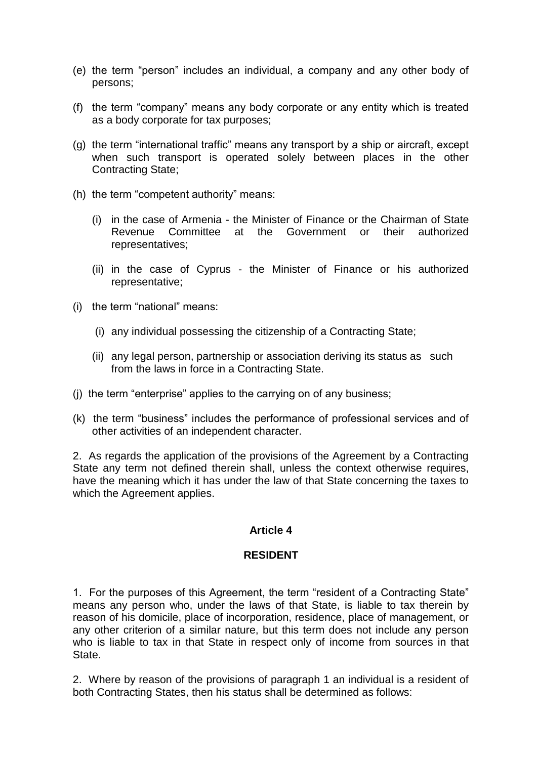(e) the term “person” includes an individual, a company and any other body of persons;

(f) the term “company” means any body corporate or any entity which is treated as a body corporate for tax purposes;

(g) the term “international traffic” means any transport by a ship or aircraft, except when such transport is operated solely between places in the other Contracting State;

(h) the term “competent authority” means:

   (i) in the case of Armenia - the Minister of Finance or the Chairman of State Revenue Committee at the Government or their authorized representatives;

   (ii) in the case of Cyprus - the Minister of Finance or his authorized representative;

(i) the term “national” means:

   (i) any individual possessing the citizenship of a Contracting State;

   (ii) any legal person, partnership or association deriving its status as such from the laws in force in a Contracting State.

(j) the term “enterprise” applies to the carrying on of any business;

(k) the term “business” includes the performance of professional services and of other activities of an independent character.

2. As regards the application of the provisions of the Agreement by a Contracting State any term not defined therein shall, unless the context otherwise requires, have the meaning which it has under the law of that State concerning the taxes to which the Agreement applies.

**Article 4**

**RESIDENT**

1. For the purposes of this Agreement, the term “resident of a Contracting State” means any person who, under the laws of that State, is liable to tax therein by reason of his domicile, place of incorporation, residence, place of management, or any other criterion of a similar nature, but this term does not include any person who is liable to tax in that State in respect only of income from sources in that State.

2. Where by reason of the provisions of paragraph 1 an individual is a resident of both Contracting States, then his status shall be determined as follows: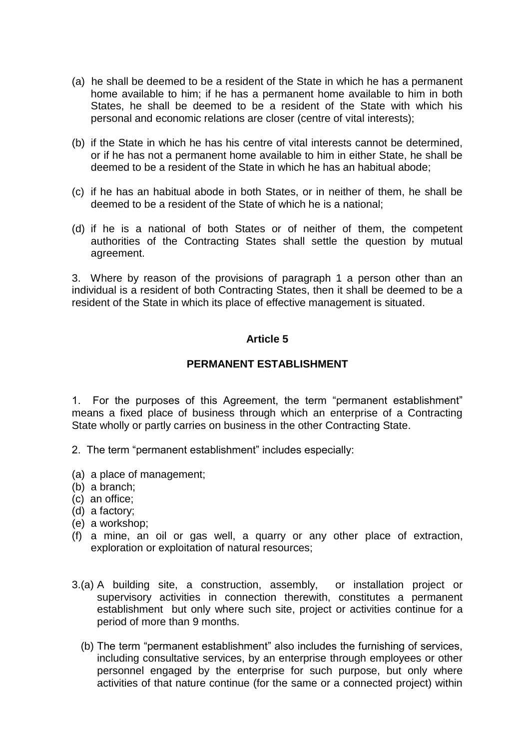(a) he shall be deemed to be a resident of the State in which he has a permanent home available to him; if he has a permanent home available to him in both States, he shall be deemed to be a resident of the State with which his personal and economic relations are closer (centre of vital interests);

(b) if the State in which he has his centre of vital interests cannot be determined, or if he has not a permanent home available to him in either State, he shall be deemed to be a resident of the State in which he has an habitual abode;

(c) if he has an habitual abode in both States, or in neither of them, he shall be deemed to be a resident of the State of which he is a national;

(d) if he is a national of both States or of neither of them, the competent authorities of the Contracting States shall settle the question by mutual agreement.

3. Where by reason of the provisions of paragraph 1 a person other than an individual is a resident of both Contracting States, then it shall be deemed to be a resident of the State in which its place of effective management is situated.

## Article 5

## PERMANENT ESTABLISHMENT

1. For the purposes of this Agreement, the term "permanent establishment" means a fixed place of business through which an enterprise of a Contracting State wholly or partly carries on business in the other Contracting State.

2. The term "permanent establishment" includes especially:

(a) a place of management;
(b) a branch;
(c) an office;
(d) a factory;
(e) a workshop;
(f) a mine, an oil or gas well, a quarry or any other place of extraction, exploration or exploitation of natural resources;

3.(a) A building site, a construction, assembly, or installation project or supervisory activities in connection therewith, constitutes a permanent establishment but only where such site, project or activities continue for a period of more than 9 months.

(b) The term "permanent establishment" also includes the furnishing of services, including consultative services, by an enterprise through employees or other personnel engaged by the enterprise for such purpose, but only where activities of that nature continue (for the same or a connected project) within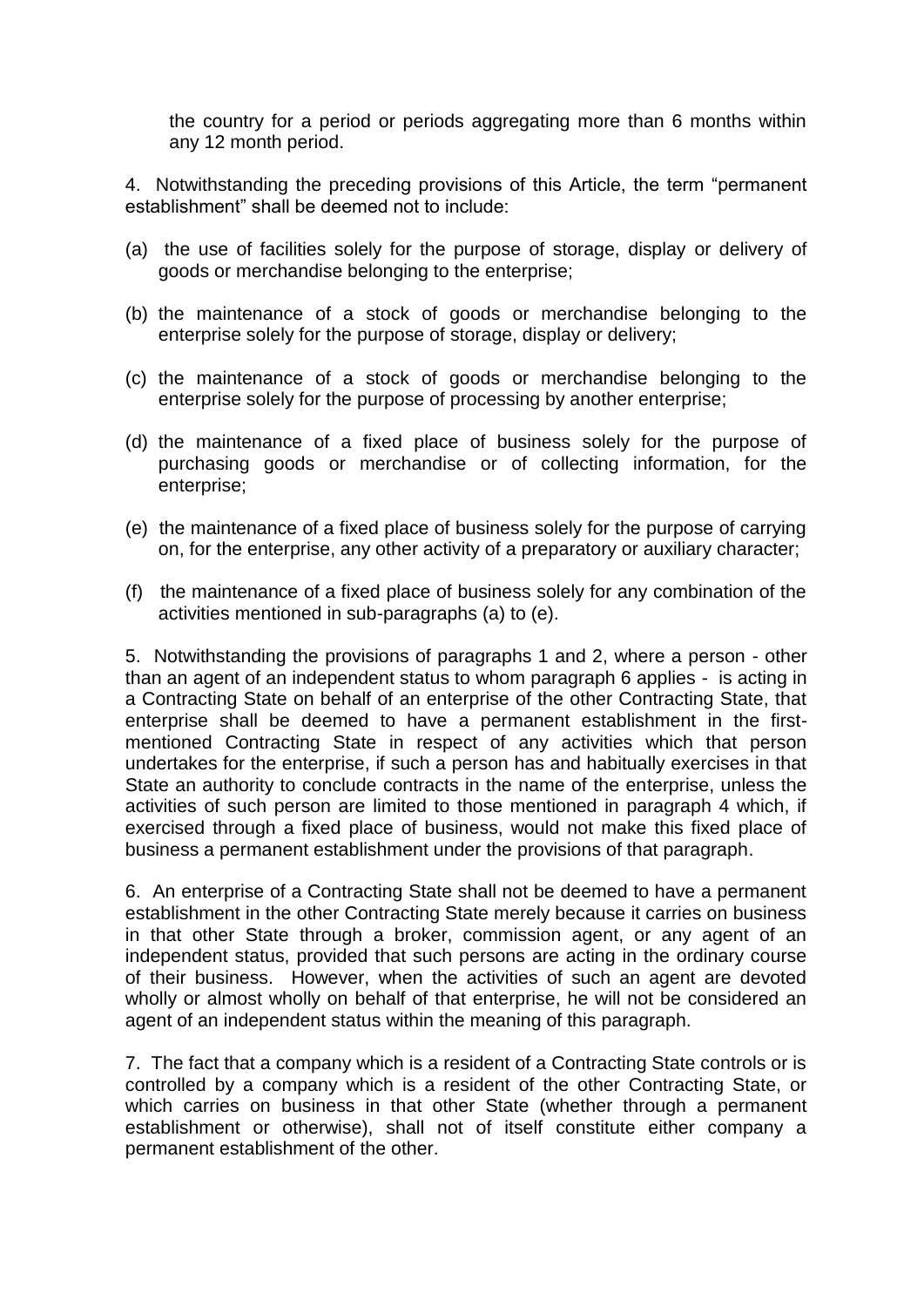the country for a period or periods aggregating more than 6 months within any 12 month period.

4. Notwithstanding the preceding provisions of this Article, the term "permanent establishment" shall be deemed not to include:

(a) the use of facilities solely for the purpose of storage, display or delivery of goods or merchandise belonging to the enterprise;

(b) the maintenance of a stock of goods or merchandise belonging to the enterprise solely for the purpose of storage, display or delivery;

(c) the maintenance of a stock of goods or merchandise belonging to the enterprise solely for the purpose of processing by another enterprise;

(d) the maintenance of a fixed place of business solely for the purpose of purchasing goods or merchandise or of collecting information, for the enterprise;

(e) the maintenance of a fixed place of business solely for the purpose of carrying on, for the enterprise, any other activity of a preparatory or auxiliary character;

(f) the maintenance of a fixed place of business solely for any combination of the activities mentioned in sub-paragraphs (a) to (e).

5. Notwithstanding the provisions of paragraphs 1 and 2, where a person - other than an agent of an independent status to whom paragraph 6 applies - is acting in a Contracting State on behalf of an enterprise of the other Contracting State, that enterprise shall be deemed to have a permanent establishment in the first-mentioned Contracting State in respect of any activities which that person undertakes for the enterprise, if such a person has and habitually exercises in that State an authority to conclude contracts in the name of the enterprise, unless the activities of such person are limited to those mentioned in paragraph 4 which, if exercised through a fixed place of business, would not make this fixed place of business a permanent establishment under the provisions of that paragraph.

6. An enterprise of a Contracting State shall not be deemed to have a permanent establishment in the other Contracting State merely because it carries on business in that other State through a broker, commission agent, or any agent of an independent status, provided that such persons are acting in the ordinary course of their business. However, when the activities of such an agent are devoted wholly or almost wholly on behalf of that enterprise, he will not be considered an agent of an independent status within the meaning of this paragraph.

7. The fact that a company which is a resident of a Contracting State controls or is controlled by a company which is a resident of the other Contracting State, or which carries on business in that other State (whether through a permanent establishment or otherwise), shall not of itself constitute either company a permanent establishment of the other.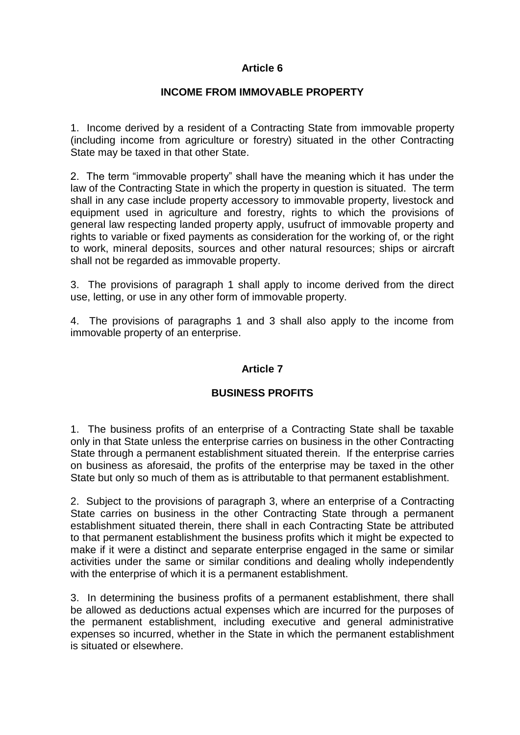## Article 6

### INCOME FROM IMMOVABLE PROPERTY

1. Income derived by a resident of a Contracting State from immovable property (including income from agriculture or forestry) situated in the other Contracting State may be taxed in that other State.

2. The term "immovable property" shall have the meaning which it has under the law of the Contracting State in which the property in question is situated. The term shall in any case include property accessory to immovable property, livestock and equipment used in agriculture and forestry, rights to which the provisions of general law respecting landed property apply, usufruct of immovable property and rights to variable or fixed payments as consideration for the working of, or the right to work, mineral deposits, sources and other natural resources; ships or aircraft shall not be regarded as immovable property.

3. The provisions of paragraph 1 shall apply to income derived from the direct use, letting, or use in any other form of immovable property.

4. The provisions of paragraphs 1 and 3 shall also apply to the income from immovable property of an enterprise.

## Article 7

### BUSINESS PROFITS

1. The business profits of an enterprise of a Contracting State shall be taxable only in that State unless the enterprise carries on business in the other Contracting State through a permanent establishment situated therein. If the enterprise carries on business as aforesaid, the profits of the enterprise may be taxed in the other State but only so much of them as is attributable to that permanent establishment.

2. Subject to the provisions of paragraph 3, where an enterprise of a Contracting State carries on business in the other Contracting State through a permanent establishment situated therein, there shall in each Contracting State be attributed to that permanent establishment the business profits which it might be expected to make if it were a distinct and separate enterprise engaged in the same or similar activities under the same or similar conditions and dealing wholly independently with the enterprise of which it is a permanent establishment.

3. In determining the business profits of a permanent establishment, there shall be allowed as deductions actual expenses which are incurred for the purposes of the permanent establishment, including executive and general administrative expenses so incurred, whether in the State in which the permanent establishment is situated or elsewhere.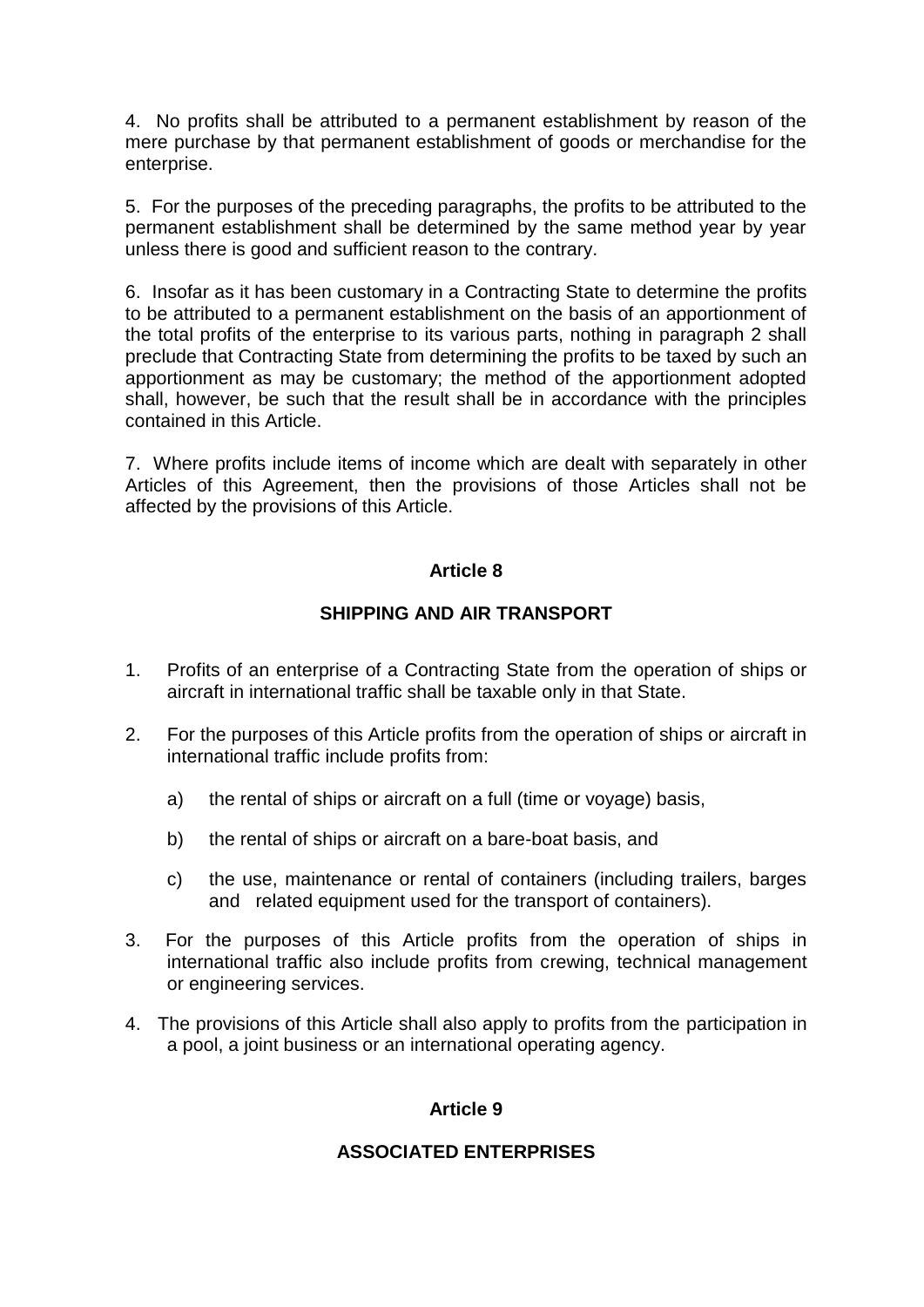4. No profits shall be attributed to a permanent establishment by reason of the mere purchase by that permanent establishment of goods or merchandise for the enterprise.

5. For the purposes of the preceding paragraphs, the profits to be attributed to the permanent establishment shall be determined by the same method year by year unless there is good and sufficient reason to the contrary.

6. Insofar as it has been customary in a Contracting State to determine the profits to be attributed to a permanent establishment on the basis of an apportionment of the total profits of the enterprise to its various parts, nothing in paragraph 2 shall preclude that Contracting State from determining the profits to be taxed by such an apportionment as may be customary; the method of the apportionment adopted shall, however, be such that the result shall be in accordance with the principles contained in this Article.

7. Where profits include items of income which are dealt with separately in other Articles of this Agreement, then the provisions of those Articles shall not be affected by the provisions of this Article.

## Article 8

## SHIPPING AND AIR TRANSPORT

1. Profits of an enterprise of a Contracting State from the operation of ships or aircraft in international traffic shall be taxable only in that State.

2. For the purposes of this Article profits from the operation of ships or aircraft in international traffic include profits from:

   a) the rental of ships or aircraft on a full (time or voyage) basis,

   b) the rental of ships or aircraft on a bare-boat basis, and

   c) the use, maintenance or rental of containers (including trailers, barges and related equipment used for the transport of containers).

3. For the purposes of this Article profits from the operation of ships in international traffic also include profits from crewing, technical management or engineering services.

4. The provisions of this Article shall also apply to profits from the participation in a pool, a joint business or an international operating agency.

## Article 9

## ASSOCIATED ENTERPRISES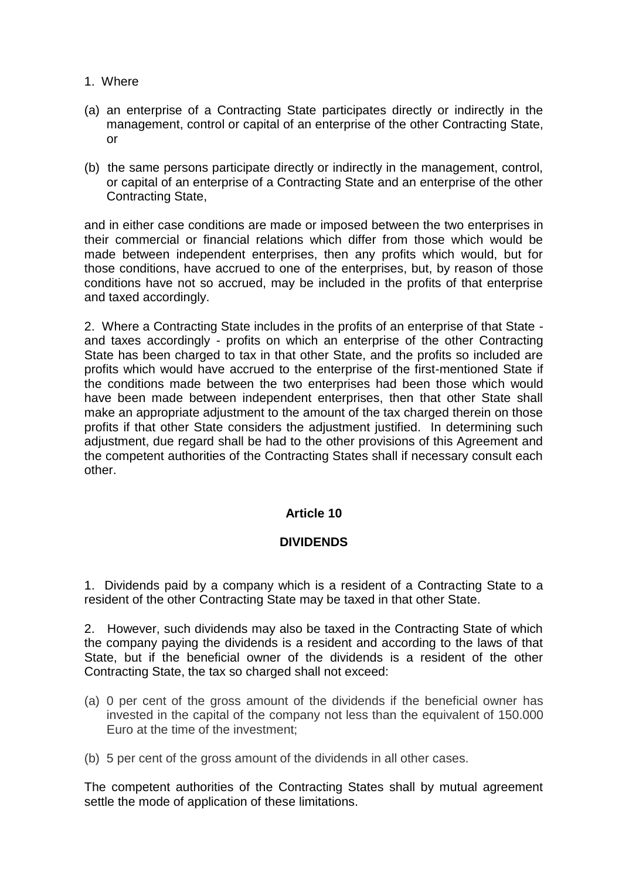1. Where

(a) an enterprise of a Contracting State participates directly or indirectly in the management, control or capital of an enterprise of the other Contracting State, or

(b) the same persons participate directly or indirectly in the management, control, or capital of an enterprise of a Contracting State and an enterprise of the other Contracting State,

and in either case conditions are made or imposed between the two enterprises in their commercial or financial relations which differ from those which would be made between independent enterprises, then any profits which would, but for those conditions, have accrued to one of the enterprises, but, by reason of those conditions have not so accrued, may be included in the profits of that enterprise and taxed accordingly.

2. Where a Contracting State includes in the profits of an enterprise of that State - and taxes accordingly - profits on which an enterprise of the other Contracting State has been charged to tax in that other State, and the profits so included are profits which would have accrued to the enterprise of the first-mentioned State if the conditions made between the two enterprises had been those which would have been made between independent enterprises, then that other State shall make an appropriate adjustment to the amount of the tax charged therein on those profits if that other State considers the adjustment justified. In determining such adjustment, due regard shall be had to the other provisions of this Agreement and the competent authorities of the Contracting States shall if necessary consult each other.

## Article 10

## DIVIDENDS

1. Dividends paid by a company which is a resident of a Contracting State to a resident of the other Contracting State may be taxed in that other State.

2. However, such dividends may also be taxed in the Contracting State of which the company paying the dividends is a resident and according to the laws of that State, but if the beneficial owner of the dividends is a resident of the other Contracting State, the tax so charged shall not exceed:

(a) 0 per cent of the gross amount of the dividends if the beneficial owner has invested in the capital of the company not less than the equivalent of 150.000 Euro at the time of the investment;

(b) 5 per cent of the gross amount of the dividends in all other cases.

The competent authorities of the Contracting States shall by mutual agreement settle the mode of application of these limitations.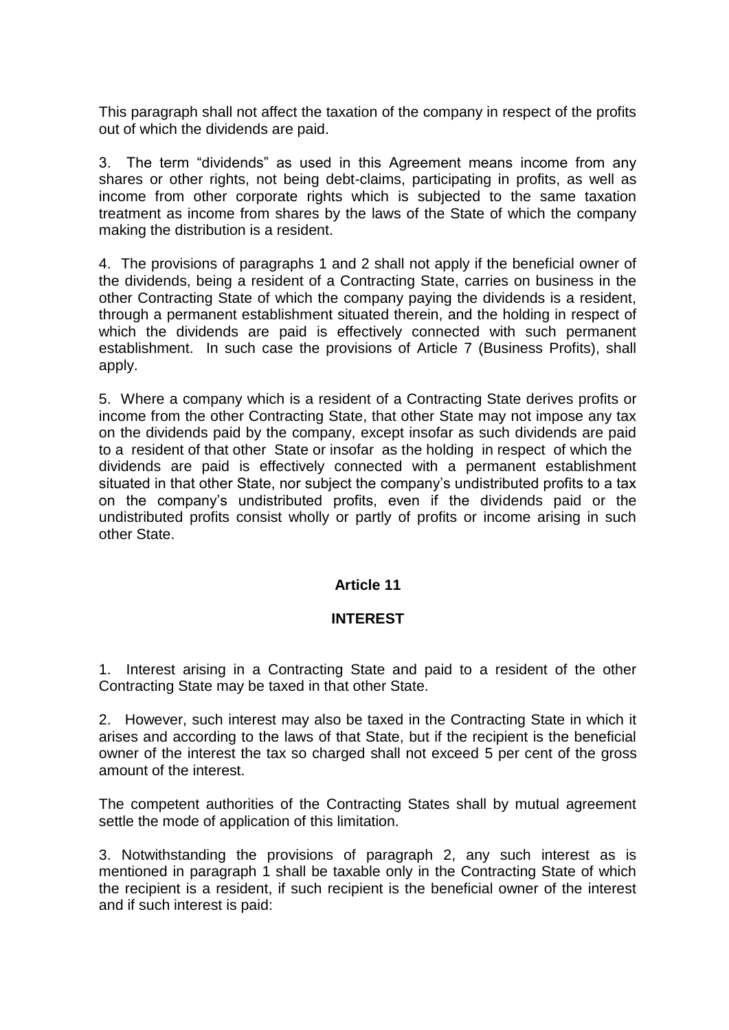This paragraph shall not affect the taxation of the company in respect of the profits out of which the dividends are paid.

3. The term "dividends" as used in this Agreement means income from any shares or other rights, not being debt-claims, participating in profits, as well as income from other corporate rights which is subjected to the same taxation treatment as income from shares by the laws of the State of which the company making the distribution is a resident.

4. The provisions of paragraphs 1 and 2 shall not apply if the beneficial owner of the dividends, being a resident of a Contracting State, carries on business in the other Contracting State of which the company paying the dividends is a resident, through a permanent establishment situated therein, and the holding in respect of which the dividends are paid is effectively connected with such permanent establishment. In such case the provisions of Article 7 (Business Profits), shall apply.

5. Where a company which is a resident of a Contracting State derives profits or income from the other Contracting State, that other State may not impose any tax on the dividends paid by the company, except insofar as such dividends are paid to a resident of that other State or insofar as the holding in respect of which the dividends are paid is effectively connected with a permanent establishment situated in that other State, nor subject the company's undistributed profits to a tax on the company's undistributed profits, even if the dividends paid or the undistributed profits consist wholly or partly of profits or income arising in such other State.

## Article 11

## INTEREST

1. Interest arising in a Contracting State and paid to a resident of the other Contracting State may be taxed in that other State.

2. However, such interest may also be taxed in the Contracting State in which it arises and according to the laws of that State, but if the recipient is the beneficial owner of the interest the tax so charged shall not exceed 5 per cent of the gross amount of the interest.

The competent authorities of the Contracting States shall by mutual agreement settle the mode of application of this limitation.

3. Notwithstanding the provisions of paragraph 2, any such interest as is mentioned in paragraph 1 shall be taxable only in the Contracting State of which the recipient is a resident, if such recipient is the beneficial owner of the interest and if such interest is paid: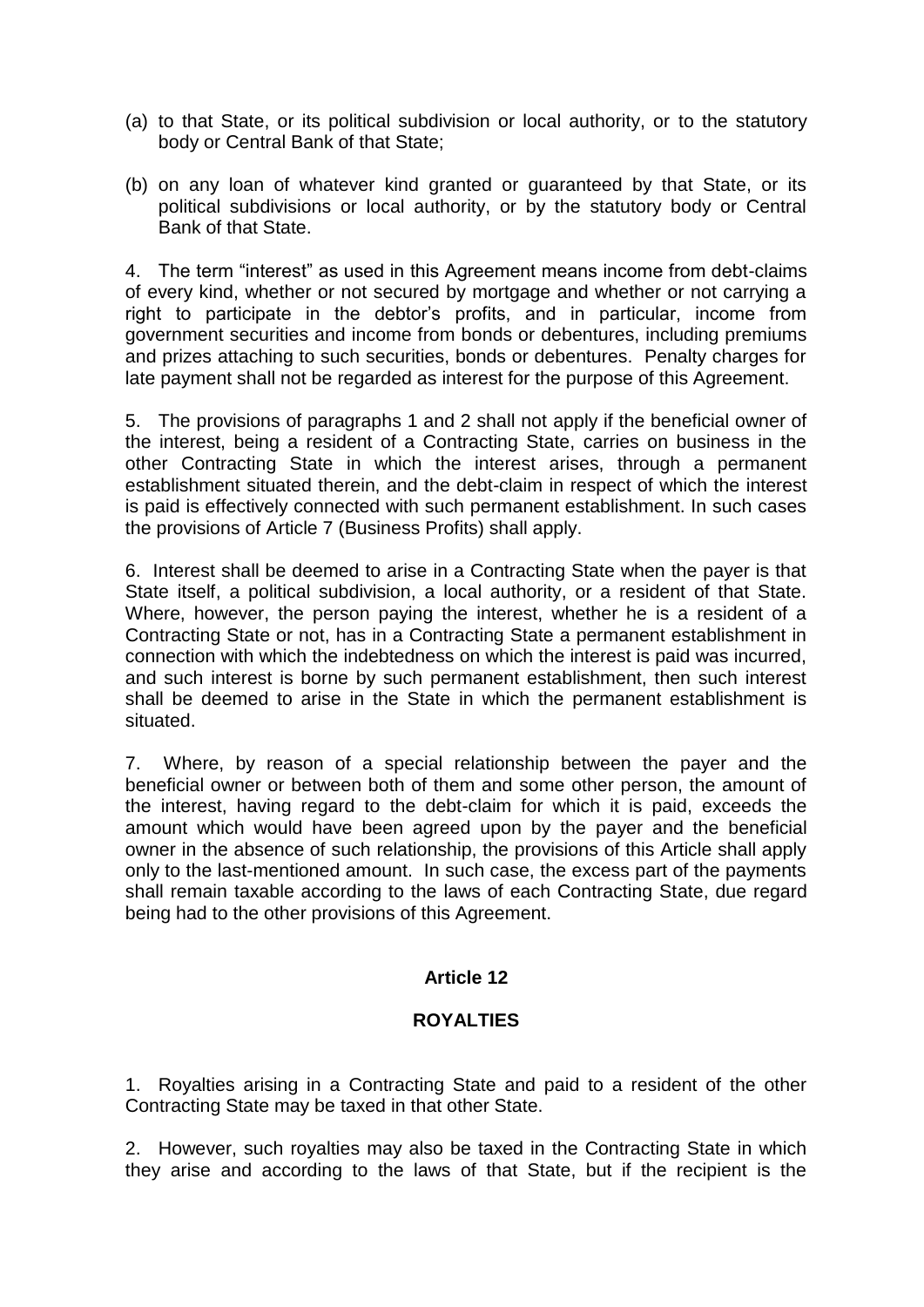(a) to that State, or its political subdivision or local authority, or to the statutory body or Central Bank of that State;

(b) on any loan of whatever kind granted or guaranteed by that State, or its political subdivisions or local authority, or by the statutory body or Central Bank of that State.

4. The term "interest" as used in this Agreement means income from debt-claims of every kind, whether or not secured by mortgage and whether or not carrying a right to participate in the debtor's profits, and in particular, income from government securities and income from bonds or debentures, including premiums and prizes attaching to such securities, bonds or debentures. Penalty charges for late payment shall not be regarded as interest for the purpose of this Agreement.

5. The provisions of paragraphs 1 and 2 shall not apply if the beneficial owner of the interest, being a resident of a Contracting State, carries on business in the other Contracting State in which the interest arises, through a permanent establishment situated therein, and the debt-claim in respect of which the interest is paid is effectively connected with such permanent establishment. In such cases the provisions of Article 7 (Business Profits) shall apply.

6. Interest shall be deemed to arise in a Contracting State when the payer is that State itself, a political subdivision, a local authority, or a resident of that State. Where, however, the person paying the interest, whether he is a resident of a Contracting State or not, has in a Contracting State a permanent establishment in connection with which the indebtedness on which the interest is paid was incurred, and such interest is borne by such permanent establishment, then such interest shall be deemed to arise in the State in which the permanent establishment is situated.

7. Where, by reason of a special relationship between the payer and the beneficial owner or between both of them and some other person, the amount of the interest, having regard to the debt-claim for which it is paid, exceeds the amount which would have been agreed upon by the payer and the beneficial owner in the absence of such relationship, the provisions of this Article shall apply only to the last-mentioned amount. In such case, the excess part of the payments shall remain taxable according to the laws of each Contracting State, due regard being had to the other provisions of this Agreement.

## Article 12

## ROYALTIES

1. Royalties arising in a Contracting State and paid to a resident of the other Contracting State may be taxed in that other State.

2. However, such royalties may also be taxed in the Contracting State in which they arise and according to the laws of that State, but if the recipient is the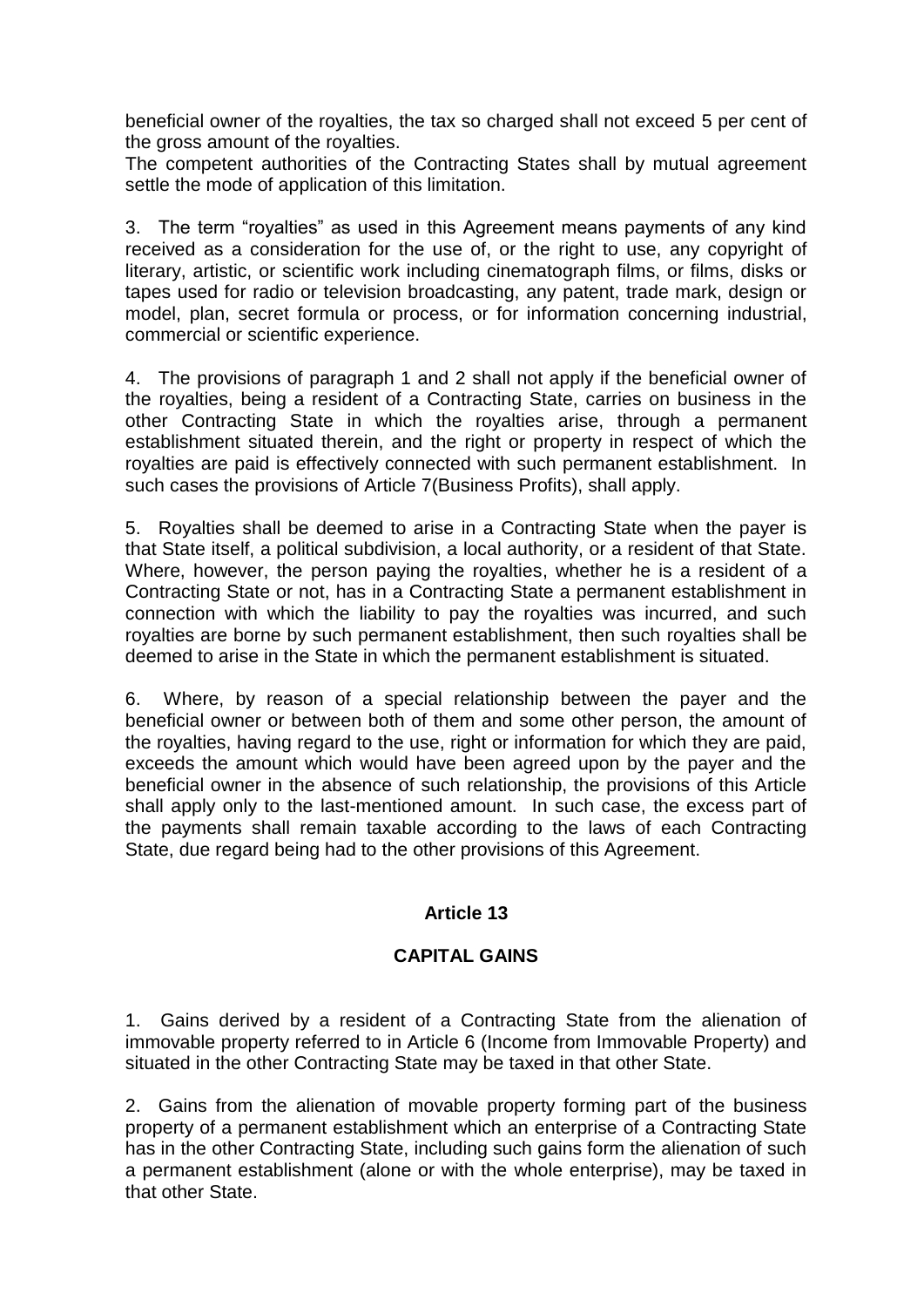beneficial owner of the royalties, the tax so charged shall not exceed 5 per cent of the gross amount of the royalties.

The competent authorities of the Contracting States shall by mutual agreement settle the mode of application of this limitation.

3. The term "royalties" as used in this Agreement means payments of any kind received as a consideration for the use of, or the right to use, any copyright of literary, artistic, or scientific work including cinematograph films, or films, disks or tapes used for radio or television broadcasting, any patent, trade mark, design or model, plan, secret formula or process, or for information concerning industrial, commercial or scientific experience.

4. The provisions of paragraph 1 and 2 shall not apply if the beneficial owner of the royalties, being a resident of a Contracting State, carries on business in the other Contracting State in which the royalties arise, through a permanent establishment situated therein, and the right or property in respect of which the royalties are paid is effectively connected with such permanent establishment. In such cases the provisions of Article 7(Business Profits), shall apply.

5. Royalties shall be deemed to arise in a Contracting State when the payer is that State itself, a political subdivision, a local authority, or a resident of that State. Where, however, the person paying the royalties, whether he is a resident of a Contracting State or not, has in a Contracting State a permanent establishment in connection with which the liability to pay the royalties was incurred, and such royalties are borne by such permanent establishment, then such royalties shall be deemed to arise in the State in which the permanent establishment is situated.

6. Where, by reason of a special relationship between the payer and the beneficial owner or between both of them and some other person, the amount of the royalties, having regard to the use, right or information for which they are paid, exceeds the amount which would have been agreed upon by the payer and the beneficial owner in the absence of such relationship, the provisions of this Article shall apply only to the last-mentioned amount. In such case, the excess part of the payments shall remain taxable according to the laws of each Contracting State, due regard being had to the other provisions of this Agreement.

## Article 13

## CAPITAL GAINS

1. Gains derived by a resident of a Contracting State from the alienation of immovable property referred to in Article 6 (Income from Immovable Property) and situated in the other Contracting State may be taxed in that other State.

2. Gains from the alienation of movable property forming part of the business property of a permanent establishment which an enterprise of a Contracting State has in the other Contracting State, including such gains form the alienation of such a permanent establishment (alone or with the whole enterprise), may be taxed in that other State.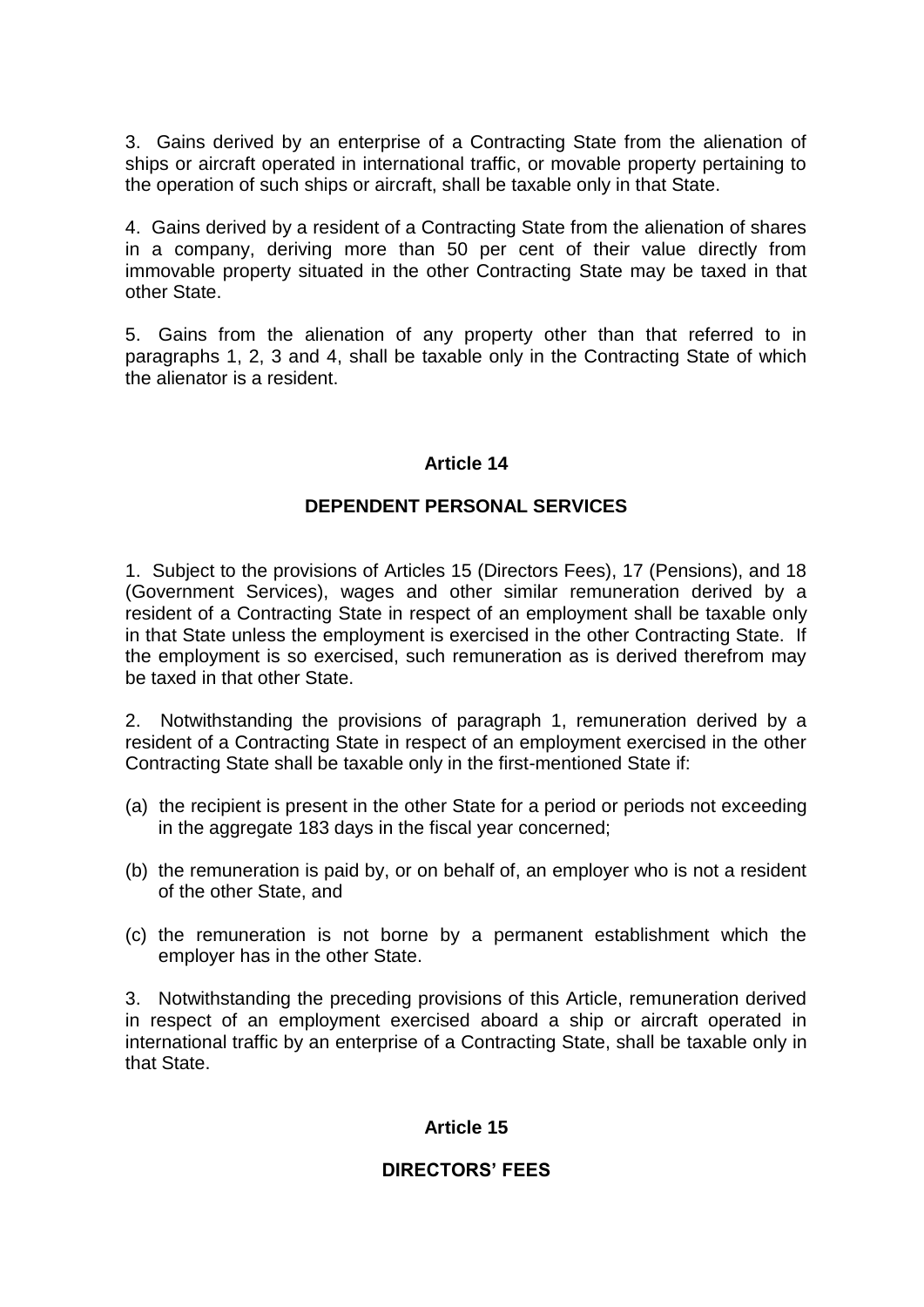3. Gains derived by an enterprise of a Contracting State from the alienation of ships or aircraft operated in international traffic, or movable property pertaining to the operation of such ships or aircraft, shall be taxable only in that State.

4. Gains derived by a resident of a Contracting State from the alienation of shares in a company, deriving more than 50 per cent of their value directly from immovable property situated in the other Contracting State may be taxed in that other State.

5. Gains from the alienation of any property other than that referred to in paragraphs 1, 2, 3 and 4, shall be taxable only in the Contracting State of which the alienator is a resident.

## Article 14

## DEPENDENT PERSONAL SERVICES

1. Subject to the provisions of Articles 15 (Directors Fees), 17 (Pensions), and 18 (Government Services), wages and other similar remuneration derived by a resident of a Contracting State in respect of an employment shall be taxable only in that State unless the employment is exercised in the other Contracting State. If the employment is so exercised, such remuneration as is derived therefrom may be taxed in that other State.

2. Notwithstanding the provisions of paragraph 1, remuneration derived by a resident of a Contracting State in respect of an employment exercised in the other Contracting State shall be taxable only in the first-mentioned State if:

(a) the recipient is present in the other State for a period or periods not exceeding in the aggregate 183 days in the fiscal year concerned;

(b) the remuneration is paid by, or on behalf of, an employer who is not a resident of the other State, and

(c) the remuneration is not borne by a permanent establishment which the employer has in the other State.

3. Notwithstanding the preceding provisions of this Article, remuneration derived in respect of an employment exercised aboard a ship or aircraft operated in international traffic by an enterprise of a Contracting State, shall be taxable only in that State.

## Article 15

## DIRECTORS' FEES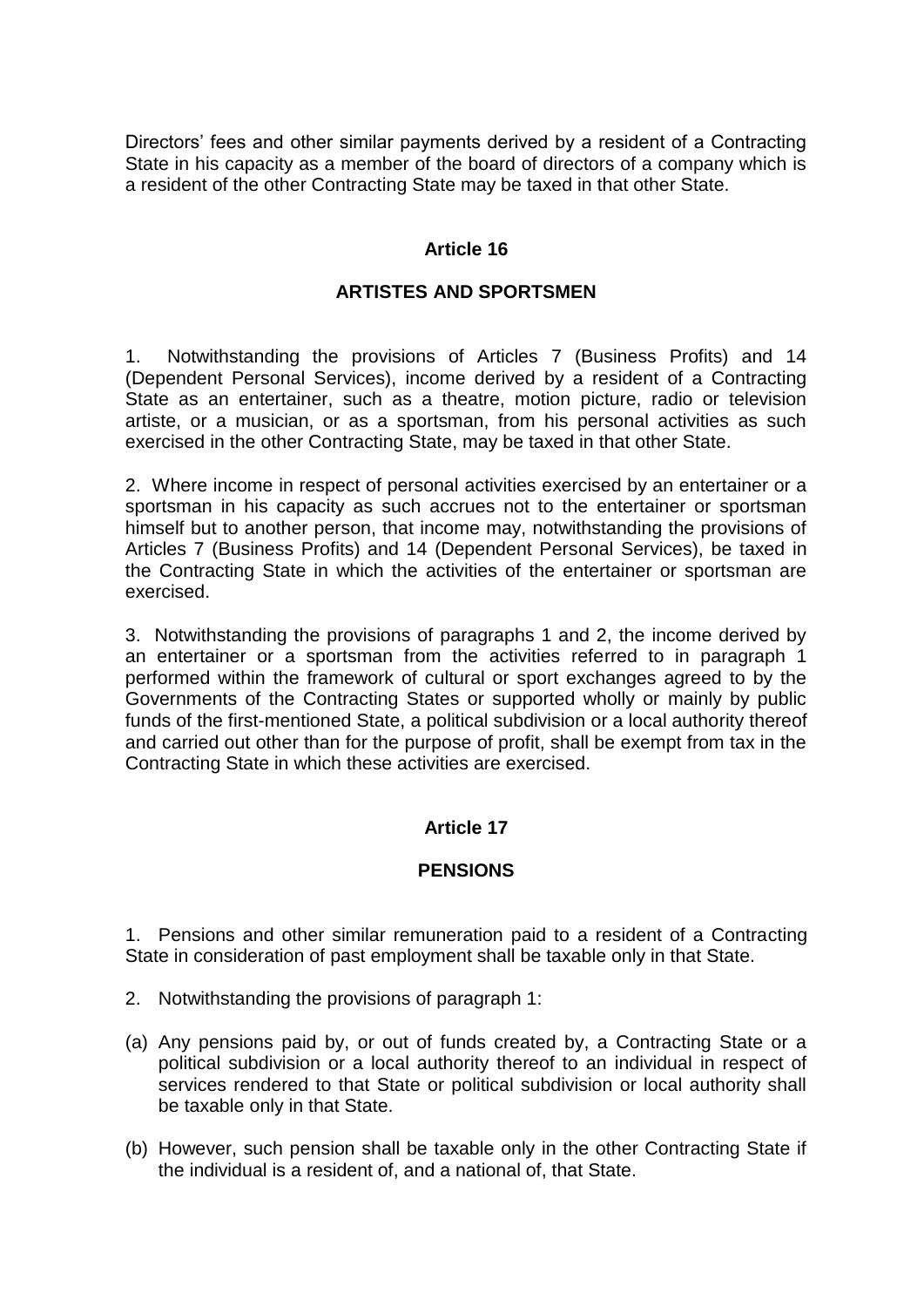Directors' fees and other similar payments derived by a resident of a Contracting State in his capacity as a member of the board of directors of a company which is a resident of the other Contracting State may be taxed in that other State.

## Article 16

## ARTISTES AND SPORTSMEN

1. Notwithstanding the provisions of Articles 7 (Business Profits) and 14 (Dependent Personal Services), income derived by a resident of a Contracting State as an entertainer, such as a theatre, motion picture, radio or television artiste, or a musician, or as a sportsman, from his personal activities as such exercised in the other Contracting State, may be taxed in that other State.

2. Where income in respect of personal activities exercised by an entertainer or a sportsman in his capacity as such accrues not to the entertainer or sportsman himself but to another person, that income may, notwithstanding the provisions of Articles 7 (Business Profits) and 14 (Dependent Personal Services), be taxed in the Contracting State in which the activities of the entertainer or sportsman are exercised.

3. Notwithstanding the provisions of paragraphs 1 and 2, the income derived by an entertainer or a sportsman from the activities referred to in paragraph 1 performed within the framework of cultural or sport exchanges agreed to by the Governments of the Contracting States or supported wholly or mainly by public funds of the first-mentioned State, a political subdivision or a local authority thereof and carried out other than for the purpose of profit, shall be exempt from tax in the Contracting State in which these activities are exercised.

## Article 17

## PENSIONS

1. Pensions and other similar remuneration paid to a resident of a Contracting State in consideration of past employment shall be taxable only in that State.

2. Notwithstanding the provisions of paragraph 1:

(a) Any pensions paid by, or out of funds created by, a Contracting State or a political subdivision or a local authority thereof to an individual in respect of services rendered to that State or political subdivision or local authority shall be taxable only in that State.

(b) However, such pension shall be taxable only in the other Contracting State if the individual is a resident of, and a national of, that State.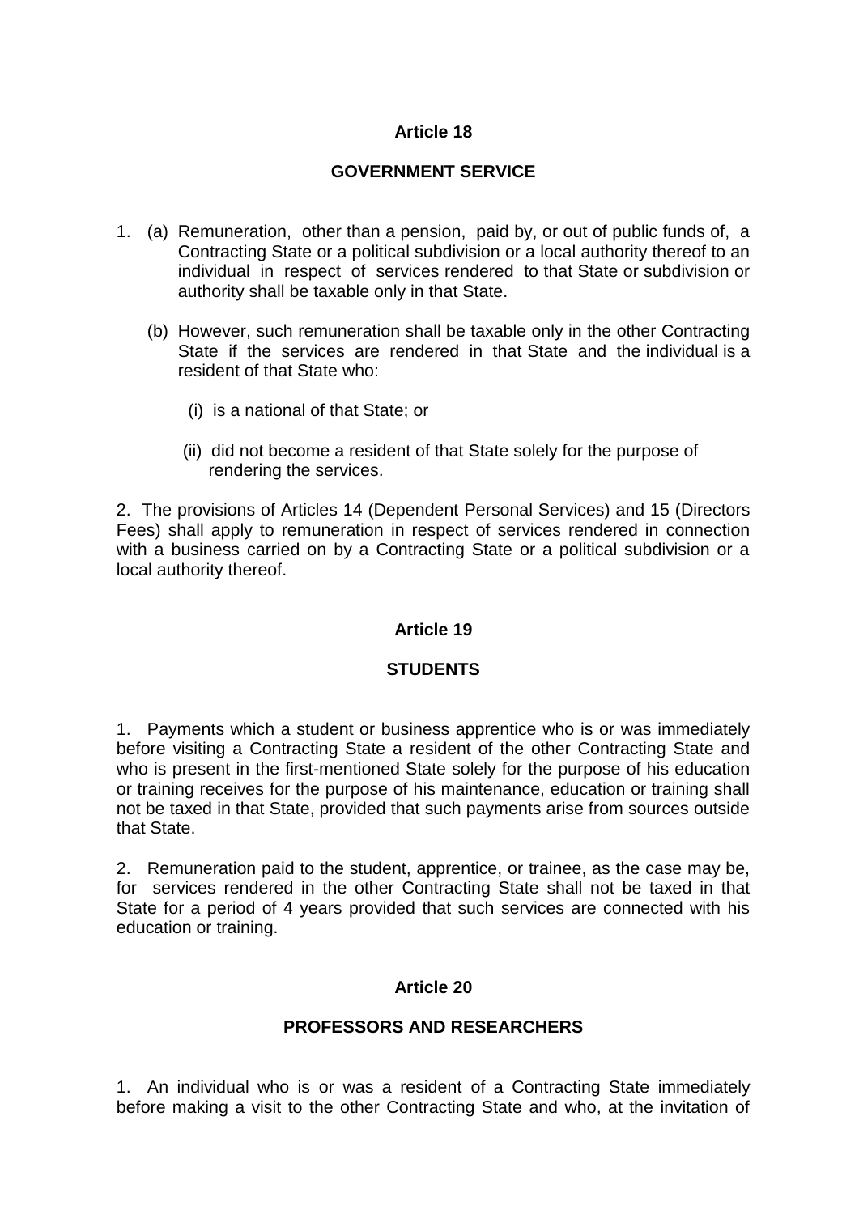## Article 18

### GOVERNMENT SERVICE

1. (a) Remuneration, other than a pension, paid by, or out of public funds of, a Contracting State or a political subdivision or a local authority thereof to an individual in respect of services rendered to that State or subdivision or authority shall be taxable only in that State.

   (b) However, such remuneration shall be taxable only in the other Contracting State if the services are rendered in that State and the individual is a resident of that State who:

      (i) is a national of that State; or

      (ii) did not become a resident of that State solely for the purpose of rendering the services.

2. The provisions of Articles 14 (Dependent Personal Services) and 15 (Directors Fees) shall apply to remuneration in respect of services rendered in connection with a business carried on by a Contracting State or a political subdivision or a local authority thereof.

## Article 19

### STUDENTS

1. Payments which a student or business apprentice who is or was immediately before visiting a Contracting State a resident of the other Contracting State and who is present in the first-mentioned State solely for the purpose of his education or training receives for the purpose of his maintenance, education or training shall not be taxed in that State, provided that such payments arise from sources outside that State.

2. Remuneration paid to the student, apprentice, or trainee, as the case may be, for services rendered in the other Contracting State shall not be taxed in that State for a period of 4 years provided that such services are connected with his education or training.

## Article 20

### PROFESSORS AND RESEARCHERS

1. An individual who is or was a resident of a Contracting State immediately before making a visit to the other Contracting State and who, at the invitation of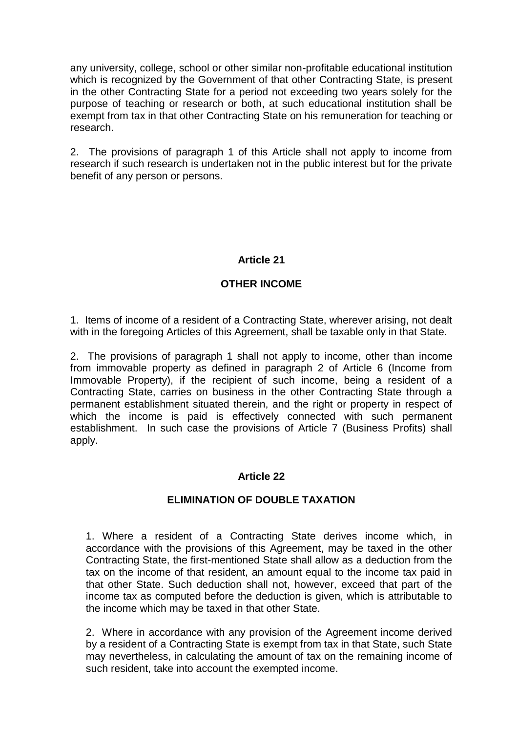any university, college, school or other similar non-profitable educational institution which is recognized by the Government of that other Contracting State, is present in the other Contracting State for a period not exceeding two years solely for the purpose of teaching or research or both, at such educational institution shall be exempt from tax in that other Contracting State on his remuneration for teaching or research.

2. The provisions of paragraph 1 of this Article shall not apply to income from research if such research is undertaken not in the public interest but for the private benefit of any person or persons.

## Article 21

## OTHER INCOME

1. Items of income of a resident of a Contracting State, wherever arising, not dealt with in the foregoing Articles of this Agreement, shall be taxable only in that State.

2. The provisions of paragraph 1 shall not apply to income, other than income from immovable property as defined in paragraph 2 of Article 6 (Income from Immovable Property), if the recipient of such income, being a resident of a Contracting State, carries on business in the other Contracting State through a permanent establishment situated therein, and the right or property in respect of which the income is paid is effectively connected with such permanent establishment. In such case the provisions of Article 7 (Business Profits) shall apply.

## Article 22

## ELIMINATION OF DOUBLE TAXATION

1. Where a resident of a Contracting State derives income which, in accordance with the provisions of this Agreement, may be taxed in the other Contracting State, the first-mentioned State shall allow as a deduction from the tax on the income of that resident, an amount equal to the income tax paid in that other State. Such deduction shall not, however, exceed that part of the income tax as computed before the deduction is given, which is attributable to the income which may be taxed in that other State.

2. Where in accordance with any provision of the Agreement income derived by a resident of a Contracting State is exempt from tax in that State, such State may nevertheless, in calculating the amount of tax on the remaining income of such resident, take into account the exempted income.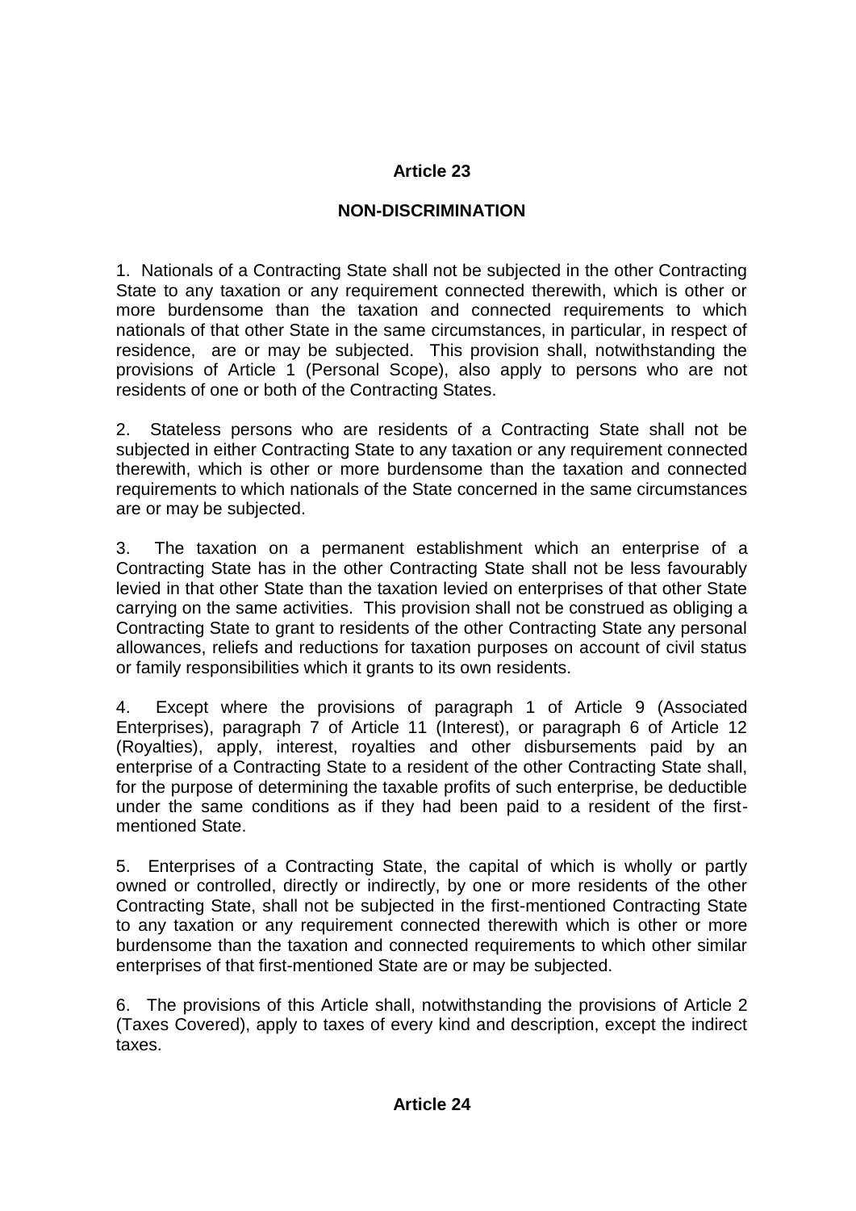## Article 23

## NON-DISCRIMINATION

1. Nationals of a Contracting State shall not be subjected in the other Contracting State to any taxation or any requirement connected therewith, which is other or more burdensome than the taxation and connected requirements to which nationals of that other State in the same circumstances, in particular, in respect of residence, are or may be subjected. This provision shall, notwithstanding the provisions of Article 1 (Personal Scope), also apply to persons who are not residents of one or both of the Contracting States.

2. Stateless persons who are residents of a Contracting State shall not be subjected in either Contracting State to any taxation or any requirement connected therewith, which is other or more burdensome than the taxation and connected requirements to which nationals of the State concerned in the same circumstances are or may be subjected.

3. The taxation on a permanent establishment which an enterprise of a Contracting State has in the other Contracting State shall not be less favourably levied in that other State than the taxation levied on enterprises of that other State carrying on the same activities. This provision shall not be construed as obliging a Contracting State to grant to residents of the other Contracting State any personal allowances, reliefs and reductions for taxation purposes on account of civil status or family responsibilities which it grants to its own residents.

4. Except where the provisions of paragraph 1 of Article 9 (Associated Enterprises), paragraph 7 of Article 11 (Interest), or paragraph 6 of Article 12 (Royalties), apply, interest, royalties and other disbursements paid by an enterprise of a Contracting State to a resident of the other Contracting State shall, for the purpose of determining the taxable profits of such enterprise, be deductible under the same conditions as if they had been paid to a resident of the first-mentioned State.

5. Enterprises of a Contracting State, the capital of which is wholly or partly owned or controlled, directly or indirectly, by one or more residents of the other Contracting State, shall not be subjected in the first-mentioned Contracting State to any taxation or any requirement connected therewith which is other or more burdensome than the taxation and connected requirements to which other similar enterprises of that first-mentioned State are or may be subjected.

6. The provisions of this Article shall, notwithstanding the provisions of Article 2 (Taxes Covered), apply to taxes of every kind and description, except the indirect taxes.

## Article 24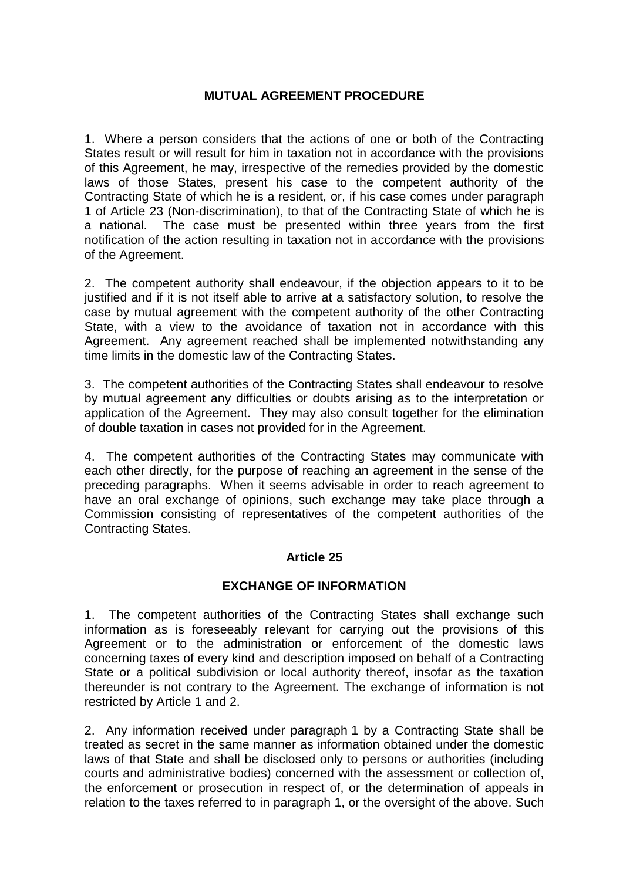## MUTUAL AGREEMENT PROCEDURE

1. Where a person considers that the actions of one or both of the Contracting States result or will result for him in taxation not in accordance with the provisions of this Agreement, he may, irrespective of the remedies provided by the domestic laws of those States, present his case to the competent authority of the Contracting State of which he is a resident, or, if his case comes under paragraph 1 of Article 23 (Non-discrimination), to that of the Contracting State of which he is a national. The case must be presented within three years from the first notification of the action resulting in taxation not in accordance with the provisions of the Agreement.

2. The competent authority shall endeavour, if the objection appears to it to be justified and if it is not itself able to arrive at a satisfactory solution, to resolve the case by mutual agreement with the competent authority of the other Contracting State, with a view to the avoidance of taxation not in accordance with this Agreement. Any agreement reached shall be implemented notwithstanding any time limits in the domestic law of the Contracting States.

3. The competent authorities of the Contracting States shall endeavour to resolve by mutual agreement any difficulties or doubts arising as to the interpretation or application of the Agreement. They may also consult together for the elimination of double taxation in cases not provided for in the Agreement.

4. The competent authorities of the Contracting States may communicate with each other directly, for the purpose of reaching an agreement in the sense of the preceding paragraphs. When it seems advisable in order to reach agreement to have an oral exchange of opinions, such exchange may take place through a Commission consisting of representatives of the competent authorities of the Contracting States.

## Article 25

## EXCHANGE OF INFORMATION

1. The competent authorities of the Contracting States shall exchange such information as is foreseeably relevant for carrying out the provisions of this Agreement or to the administration or enforcement of the domestic laws concerning taxes of every kind and description imposed on behalf of a Contracting State or a political subdivision or local authority thereof, insofar as the taxation thereunder is not contrary to the Agreement. The exchange of information is not restricted by Article 1 and 2.

2. Any information received under paragraph 1 by a Contracting State shall be treated as secret in the same manner as information obtained under the domestic laws of that State and shall be disclosed only to persons or authorities (including courts and administrative bodies) concerned with the assessment or collection of, the enforcement or prosecution in respect of, or the determination of appeals in relation to the taxes referred to in paragraph 1, or the oversight of the above. Such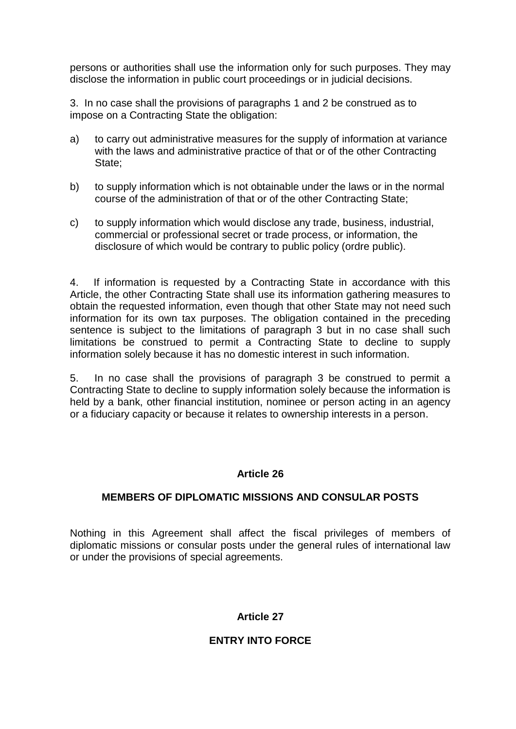persons or authorities shall use the information only for such purposes. They may disclose the information in public court proceedings or in judicial decisions.

3. In no case shall the provisions of paragraphs 1 and 2 be construed as to impose on a Contracting State the obligation:

a) to carry out administrative measures for the supply of information at variance with the laws and administrative practice of that or of the other Contracting State;

b) to supply information which is not obtainable under the laws or in the normal course of the administration of that or of the other Contracting State;

c) to supply information which would disclose any trade, business, industrial, commercial or professional secret or trade process, or information, the disclosure of which would be contrary to public policy (ordre public).

4. If information is requested by a Contracting State in accordance with this Article, the other Contracting State shall use its information gathering measures to obtain the requested information, even though that other State may not need such information for its own tax purposes. The obligation contained in the preceding sentence is subject to the limitations of paragraph 3 but in no case shall such limitations be construed to permit a Contracting State to decline to supply information solely because it has no domestic interest in such information.

5. In no case shall the provisions of paragraph 3 be construed to permit a Contracting State to decline to supply information solely because the information is held by a bank, other financial institution, nominee or person acting in an agency or a fiduciary capacity or because it relates to ownership interests in a person.

## Article 26

## MEMBERS OF DIPLOMATIC MISSIONS AND CONSULAR POSTS

Nothing in this Agreement shall affect the fiscal privileges of members of diplomatic missions or consular posts under the general rules of international law or under the provisions of special agreements.

## Article 27

## ENTRY INTO FORCE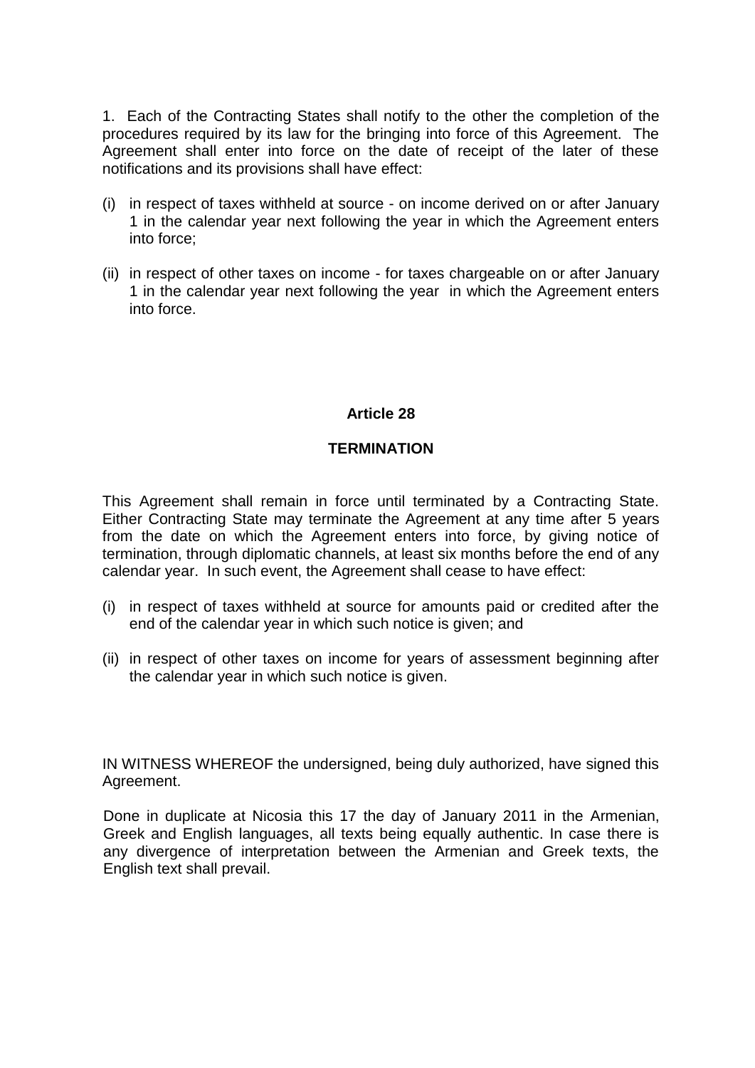1. Each of the Contracting States shall notify to the other the completion of the procedures required by its law for the bringing into force of this Agreement. The Agreement shall enter into force on the date of receipt of the later of these notifications and its provisions shall have effect:

(i) in respect of taxes withheld at source - on income derived on or after January 1 in the calendar year next following the year in which the Agreement enters into force;

(ii) in respect of other taxes on income - for taxes chargeable on or after January 1 in the calendar year next following the year in which the Agreement enters into force.

**Article 28**

**TERMINATION**

This Agreement shall remain in force until terminated by a Contracting State. Either Contracting State may terminate the Agreement at any time after 5 years from the date on which the Agreement enters into force, by giving notice of termination, through diplomatic channels, at least six months before the end of any calendar year. In such event, the Agreement shall cease to have effect:

(i) in respect of taxes withheld at source for amounts paid or credited after the end of the calendar year in which such notice is given; and

(ii) in respect of other taxes on income for years of assessment beginning after the calendar year in which such notice is given.

IN WITNESS WHEREOF the undersigned, being duly authorized, have signed this Agreement.

Done in duplicate at Nicosia this 17 the day of January 2011 in the Armenian, Greek and English languages, all texts being equally authentic. In case there is any divergence of interpretation between the Armenian and Greek texts, the English text shall prevail.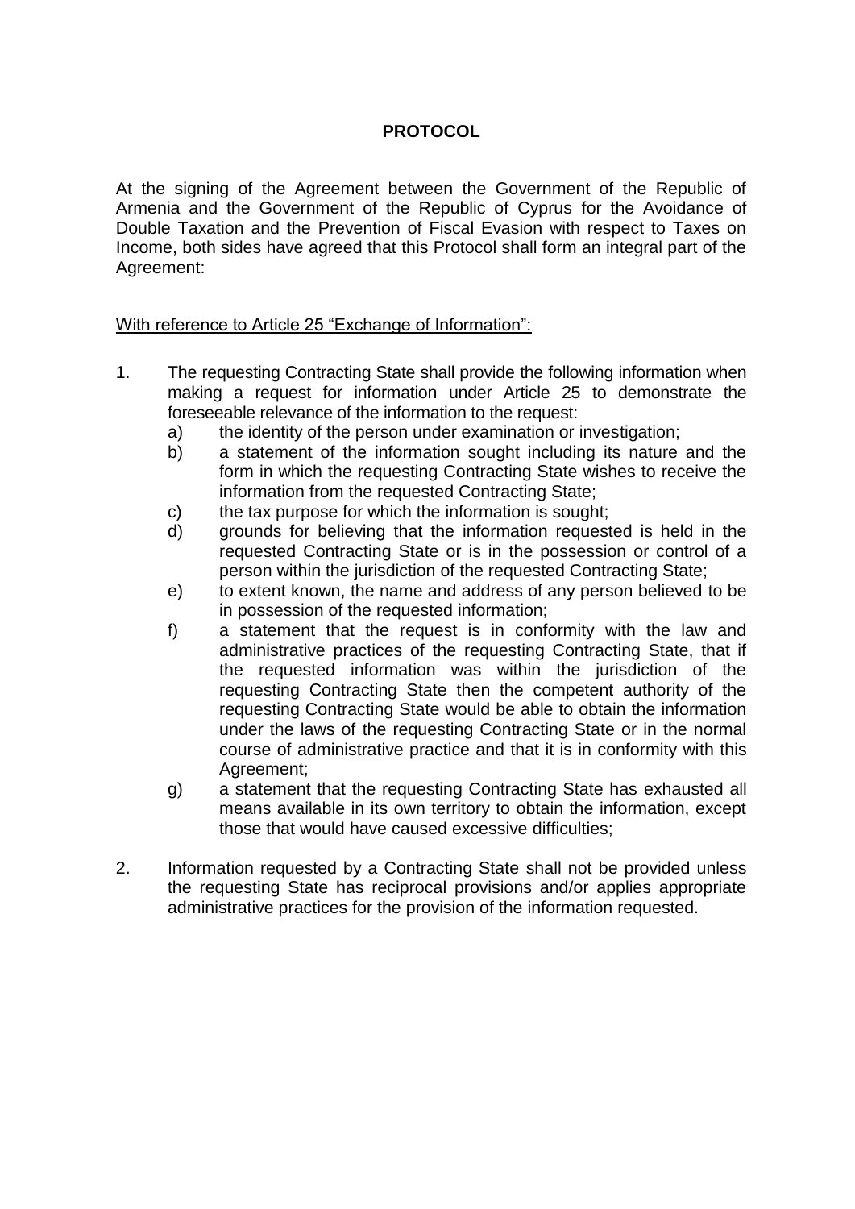# **PROTOCOL**

At the signing of the Agreement between the Government of the Republic of Armenia and the Government of the Republic of Cyprus for the Avoidance of Double Taxation and the Prevention of Fiscal Evasion with respect to Taxes on Income, both sides have agreed that this Protocol shall form an integral part of the Agreement:

<u>With reference to Article 25 "Exchange of Information":</u>

1. The requesting Contracting State shall provide the following information when making a request for information under Article 25 to demonstrate the foreseeable relevance of the information to the request:
   a) the identity of the person under examination or investigation;
   b) a statement of the information sought including its nature and the form in which the requesting Contracting State wishes to receive the information from the requested Contracting State;
   c) the tax purpose for which the information is sought;
   d) grounds for believing that the information requested is held in the requested Contracting State or is in the possession or control of a person within the jurisdiction of the requested Contracting State;
   e) to extent known, the name and address of any person believed to be in possession of the requested information;
   f) a statement that the request is in conformity with the law and administrative practices of the requesting Contracting State, that if the requested information was within the jurisdiction of the requesting Contracting State then the competent authority of the requesting Contracting State would be able to obtain the information under the laws of the requesting Contracting State or in the normal course of administrative practice and that it is in conformity with this Agreement;
   g) a statement that the requesting Contracting State has exhausted all means available in its own territory to obtain the information, except those that would have caused excessive difficulties;

2. Information requested by a Contracting State shall not be provided unless the requesting State has reciprocal provisions and/or applies appropriate administrative practices for the provision of the information requested.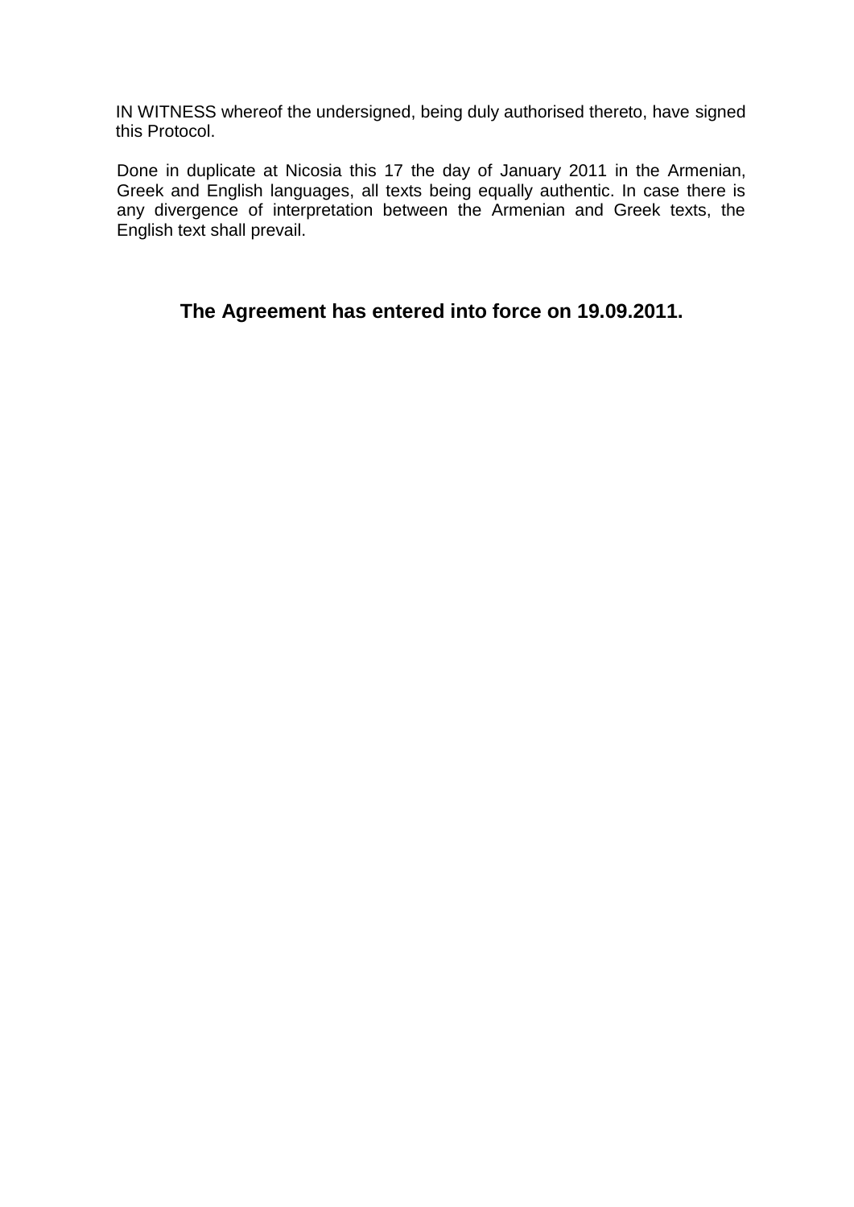IN WITNESS whereof the undersigned, being duly authorised thereto, have signed this Protocol.

Done in duplicate at Nicosia this 17 the day of January 2011 in the Armenian, Greek and English languages, all texts being equally authentic. In case there is any divergence of interpretation between the Armenian and Greek texts, the English text shall prevail.

**The Agreement has entered into force on 19.09.2011.**